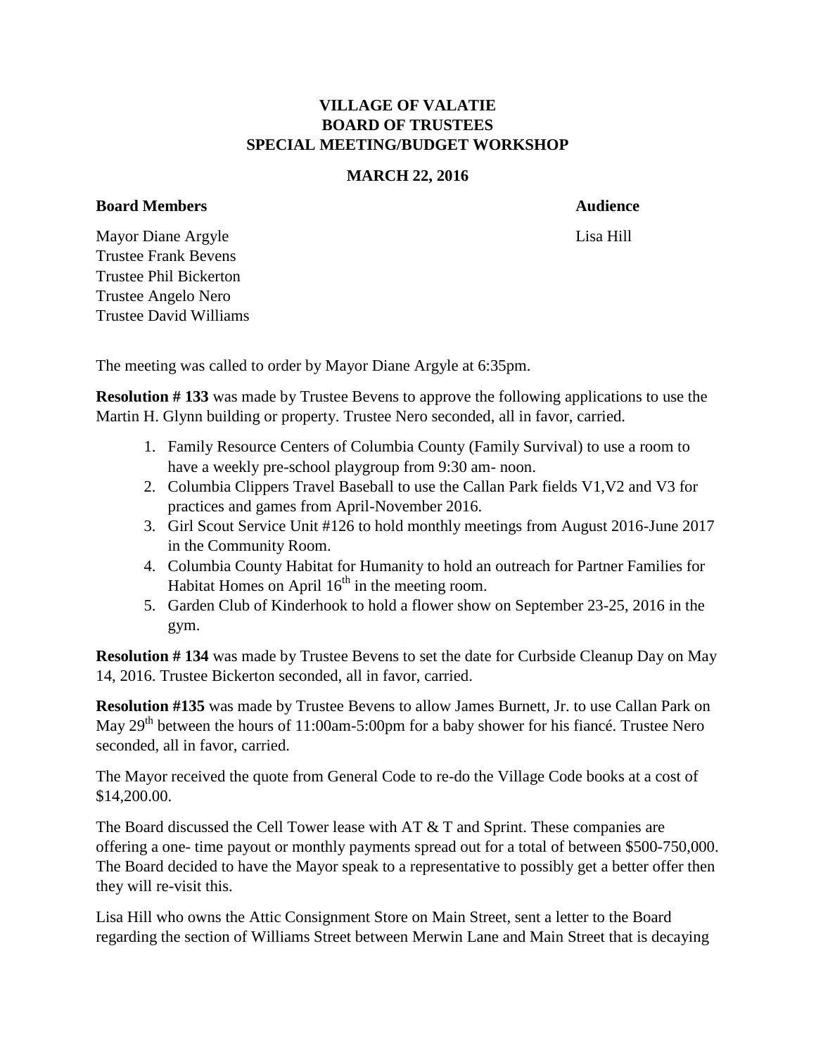**VILLAGE OF VALATIE**
**BOARD OF TRUSTEES**
**SPECIAL MEETING/BUDGET WORKSHOP**

**MARCH 22, 2016**

| Board Members | Audience |
|---|---|
| Mayor Diane Argyle | Lisa Hill |
| Trustee Frank Bevens | |
| Trustee Phil Bickerton | |
| Trustee Angelo Nero | |
| Trustee David Williams | |

The meeting was called to order by Mayor Diane Argyle at 6:35pm.

**Resolution # 133** was made by Trustee Bevens to approve the following applications to use the Martin H. Glynn building or property. Trustee Nero seconded, all in favor, carried.

1. Family Resource Centers of Columbia County (Family Survival) to use a room to have a weekly pre-school playgroup from 9:30 am- noon.
2. Columbia Clippers Travel Baseball to use the Callan Park fields V1,V2 and V3 for practices and games from April-November 2016.
3. Girl Scout Service Unit #126 to hold monthly meetings from August 2016-June 2017 in the Community Room.
4. Columbia County Habitat for Humanity to hold an outreach for Partner Families for Habitat Homes on April 16th in the meeting room.
5. Garden Club of Kinderhook to hold a flower show on September 23-25, 2016 in the gym.

**Resolution # 134** was made by Trustee Bevens to set the date for Curbside Cleanup Day on May 14, 2016. Trustee Bickerton seconded, all in favor, carried.

**Resolution #135** was made by Trustee Bevens to allow James Burnett, Jr. to use Callan Park on May 29th between the hours of 11:00am-5:00pm for a baby shower for his fiancé. Trustee Nero seconded, all in favor, carried.

The Mayor received the quote from General Code to re-do the Village Code books at a cost of $14,200.00.

The Board discussed the Cell Tower lease with AT & T and Sprint. These companies are offering a one- time payout or monthly payments spread out for a total of between $500-750,000. The Board decided to have the Mayor speak to a representative to possibly get a better offer then they will re-visit this.

Lisa Hill who owns the Attic Consignment Store on Main Street, sent a letter to the Board regarding the section of Williams Street between Merwin Lane and Main Street that is decaying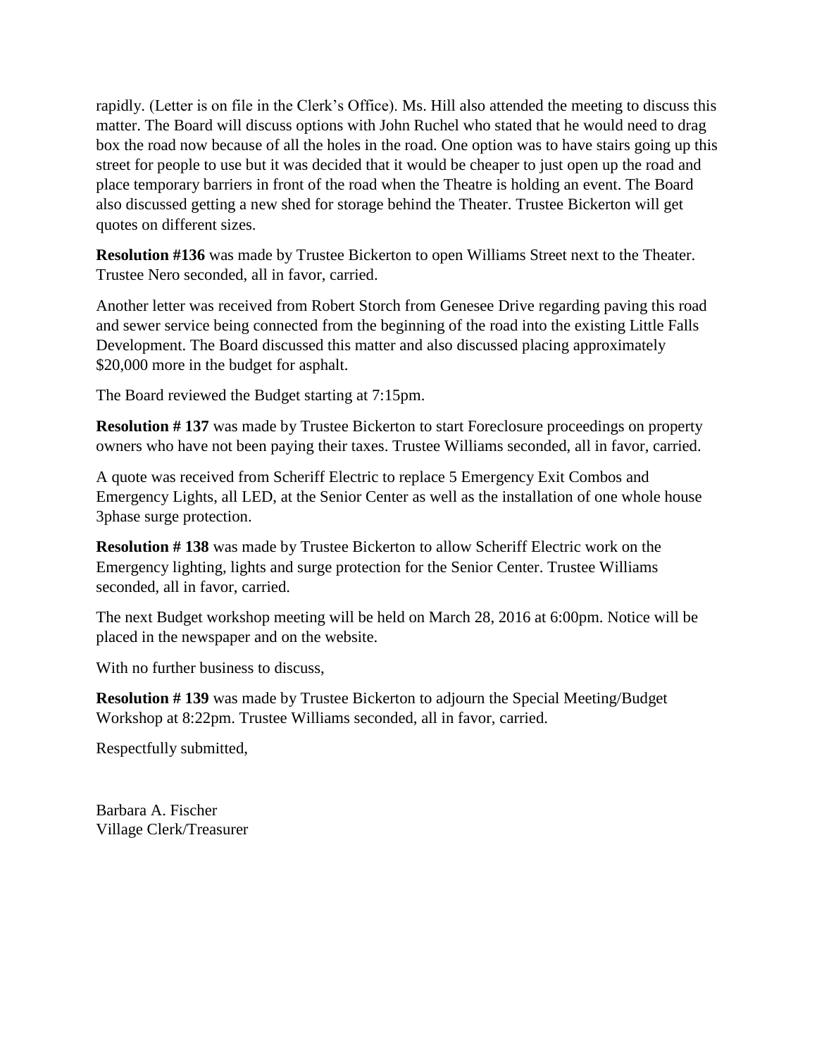rapidly. (Letter is on file in the Clerk's Office). Ms. Hill also attended the meeting to discuss this matter. The Board will discuss options with John Ruchel who stated that he would need to drag box the road now because of all the holes in the road. One option was to have stairs going up this street for people to use but it was decided that it would be cheaper to just open up the road and place temporary barriers in front of the road when the Theatre is holding an event. The Board also discussed getting a new shed for storage behind the Theater. Trustee Bickerton will get quotes on different sizes.

**Resolution #136** was made by Trustee Bickerton to open Williams Street next to the Theater. Trustee Nero seconded, all in favor, carried.

Another letter was received from Robert Storch from Genesee Drive regarding paving this road and sewer service being connected from the beginning of the road into the existing Little Falls Development. The Board discussed this matter and also discussed placing approximately $20,000 more in the budget for asphalt.

The Board reviewed the Budget starting at 7:15pm.

**Resolution # 137** was made by Trustee Bickerton to start Foreclosure proceedings on property owners who have not been paying their taxes. Trustee Williams seconded, all in favor, carried.

A quote was received from Scheriff Electric to replace 5 Emergency Exit Combos and Emergency Lights, all LED, at the Senior Center as well as the installation of one whole house 3phase surge protection.

**Resolution # 138** was made by Trustee Bickerton to allow Scheriff Electric work on the Emergency lighting, lights and surge protection for the Senior Center. Trustee Williams seconded, all in favor, carried.

The next Budget workshop meeting will be held on March 28, 2016 at 6:00pm. Notice will be placed in the newspaper and on the website.

With no further business to discuss,

**Resolution # 139** was made by Trustee Bickerton to adjourn the Special Meeting/Budget Workshop at 8:22pm. Trustee Williams seconded, all in favor, carried.

Respectfully submitted,

Barbara A. Fischer
Village Clerk/Treasurer